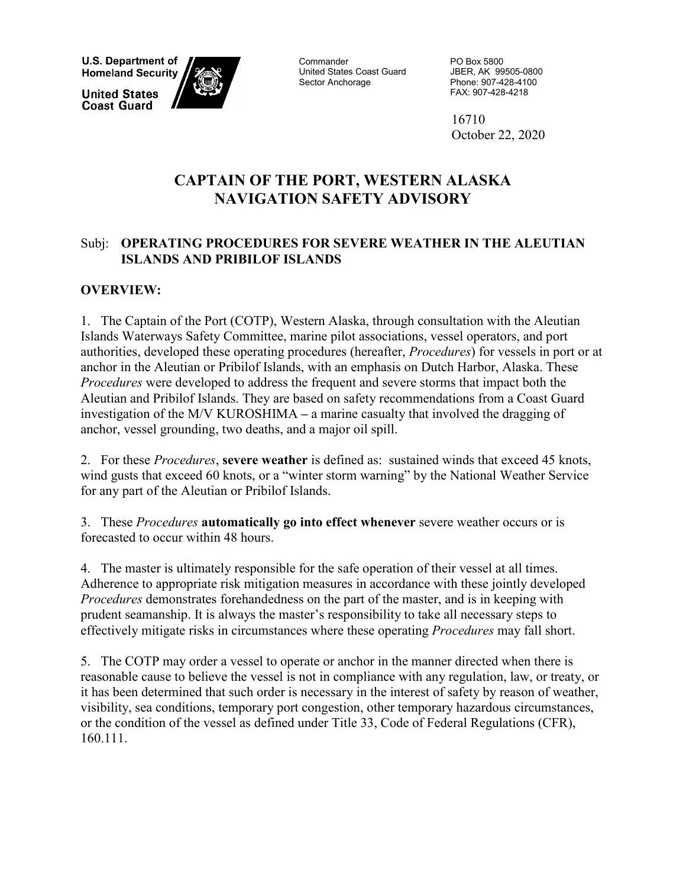U.S. Department of Homeland Security

United States Coast Guard

Commander
United States Coast Guard
Sector Anchorage

PO Box 5800
JBER, AK 99505-0800
Phone: 907-428-4100
FAX: 907-428-4218

16710
October 22, 2020

# CAPTAIN OF THE PORT, WESTERN ALASKA NAVIGATION SAFETY ADVISORY

Subj: **OPERATING PROCEDURES FOR SEVERE WEATHER IN THE ALEUTIAN ISLANDS AND PRIBILOF ISLANDS**

## OVERVIEW:

1. The Captain of the Port (COTP), Western Alaska, through consultation with the Aleutian Islands Waterways Safety Committee, marine pilot associations, vessel operators, and port authorities, developed these operating procedures (hereafter, *Procedures*) for vessels in port or at anchor in the Aleutian or Pribilof Islands, with an emphasis on Dutch Harbor, Alaska. These *Procedures* were developed to address the frequent and severe storms that impact both the Aleutian and Pribilof Islands. They are based on safety recommendations from a Coast Guard investigation of the M/V KUROSHIMA – a marine casualty that involved the dragging of anchor, vessel grounding, two deaths, and a major oil spill.

2. For these *Procedures*, **severe weather** is defined as: sustained winds that exceed 45 knots, wind gusts that exceed 60 knots, or a "winter storm warning" by the National Weather Service for any part of the Aleutian or Pribilof Islands.

3. These *Procedures* **automatically go into effect whenever** severe weather occurs or is forecasted to occur within 48 hours.

4. The master is ultimately responsible for the safe operation of their vessel at all times. Adherence to appropriate risk mitigation measures in accordance with these jointly developed *Procedures* demonstrates forehandedness on the part of the master, and is in keeping with prudent seamanship. It is always the master's responsibility to take all necessary steps to effectively mitigate risks in circumstances where these operating *Procedures* may fall short.

5. The COTP may order a vessel to operate or anchor in the manner directed when there is reasonable cause to believe the vessel is not in compliance with any regulation, law, or treaty, or it has been determined that such order is necessary in the interest of safety by reason of weather, visibility, sea conditions, temporary port congestion, other temporary hazardous circumstances, or the condition of the vessel as defined under Title 33, Code of Federal Regulations (CFR), 160.111.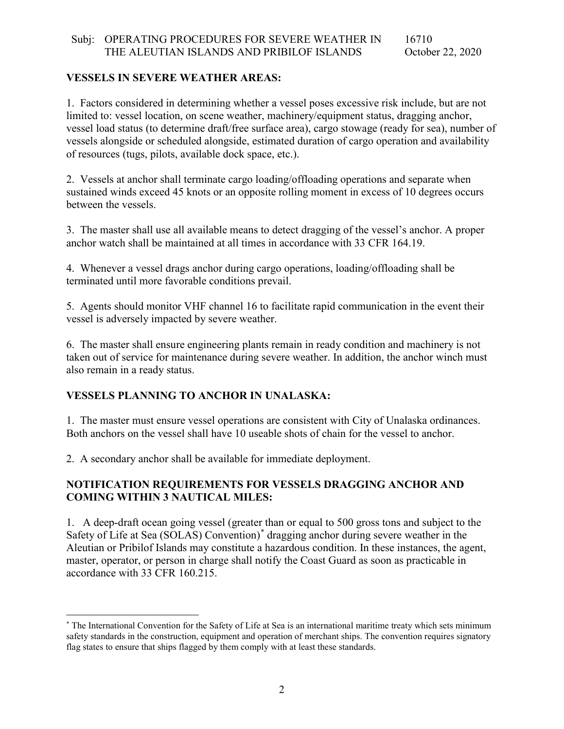**VESSELS IN SEVERE WEATHER AREAS:**

1. Factors considered in determining whether a vessel poses excessive risk include, but are not limited to: vessel location, on scene weather, machinery/equipment status, dragging anchor, vessel load status (to determine draft/free surface area), cargo stowage (ready for sea), number of vessels alongside or scheduled alongside, estimated duration of cargo operation and availability of resources (tugs, pilots, available dock space, etc.).

2. Vessels at anchor shall terminate cargo loading/offloading operations and separate when sustained winds exceed 45 knots or an opposite rolling moment in excess of 10 degrees occurs between the vessels.

3. The master shall use all available means to detect dragging of the vessel's anchor. A proper anchor watch shall be maintained at all times in accordance with 33 CFR 164.19.

4. Whenever a vessel drags anchor during cargo operations, loading/offloading shall be terminated until more favorable conditions prevail.

5. Agents should monitor VHF channel 16 to facilitate rapid communication in the event their vessel is adversely impacted by severe weather.

6. The master shall ensure engineering plants remain in ready condition and machinery is not taken out of service for maintenance during severe weather. In addition, the anchor winch must also remain in a ready status.

**VESSELS PLANNING TO ANCHOR IN UNALASKA:**

1. The master must ensure vessel operations are consistent with City of Unalaska ordinances. Both anchors on the vessel shall have 10 useable shots of chain for the vessel to anchor.

2. A secondary anchor shall be available for immediate deployment.

**NOTIFICATION REQUIREMENTS FOR VESSELS DRAGGING ANCHOR AND COMING WITHIN 3 NAUTICAL MILES:**

1. A deep-draft ocean going vessel (greater than or equal to 500 gross tons and subject to the Safety of Life at Sea (SOLAS) Convention)[*] dragging anchor during severe weather in the Aleutian or Pribilof Islands may constitute a hazardous condition. In these instances, the agent, master, operator, or person in charge shall notify the Coast Guard as soon as practicable in accordance with 33 CFR 160.215.

---

[*] The International Convention for the Safety of Life at Sea is an international maritime treaty which sets minimum safety standards in the construction, equipment and operation of merchant ships. The convention requires signatory flag states to ensure that ships flagged by them comply with at least these standards.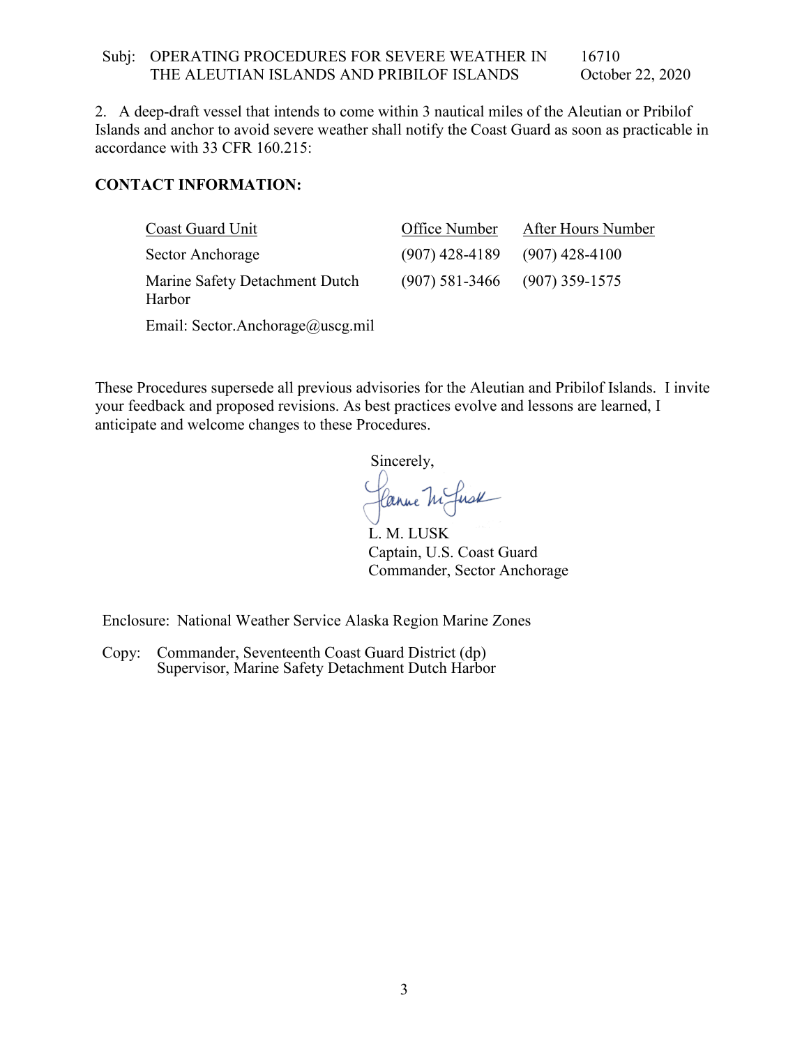2. A deep-draft vessel that intends to come within 3 nautical miles of the Aleutian or Pribilof Islands and anchor to avoid severe weather shall notify the Coast Guard as soon as practicable in accordance with 33 CFR 160.215:

**CONTACT INFORMATION:**

| Coast Guard Unit | Office Number | After Hours Number |
| --- | --- | --- |
| Sector Anchorage | (907) 428-4189 | (907) 428-4100 |
| Marine Safety Detachment Dutch Harbor | (907) 581-3466 | (907) 359-1575 |

Email: Sector.Anchorage@uscg.mil

These Procedures supersede all previous advisories for the Aleutian and Pribilof Islands. I invite your feedback and proposed revisions. As best practices evolve and lessons are learned, I anticipate and welcome changes to these Procedures.

Sincerely,

L. M. LUSK
Captain, U.S. Coast Guard
Commander, Sector Anchorage

Enclosure: National Weather Service Alaska Region Marine Zones

Copy: Commander, Seventeenth Coast Guard District (dp)
Supervisor, Marine Safety Detachment Dutch Harbor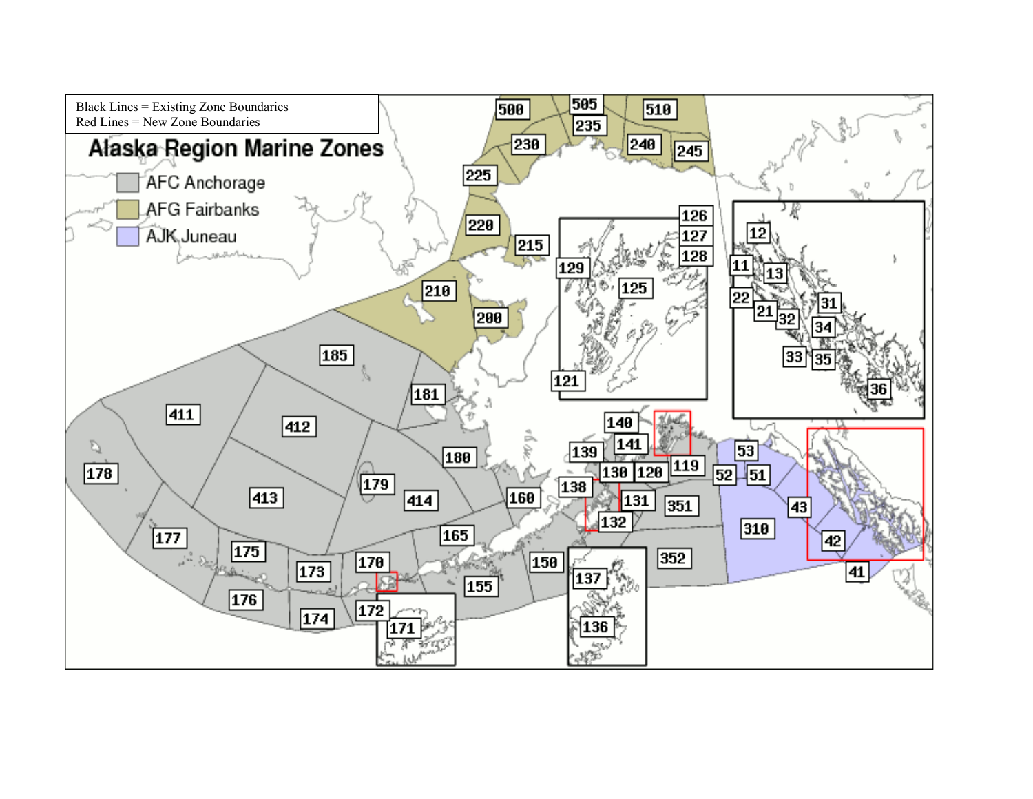Black Lines = Existing Zone Boundaries
Red Lines = New Zone Boundaries

Alaska Region Marine Zones

AFC Anchorage
AFG Fairbanks
AJK Juneau

500 505 510 235 230 240 245 225 220 215 210 200 185 181 411 412 178 413 179 414 180 177 175 173 170 176 174 172 171 165 155 160 150 126 127 128 129 125 121 140 141 139 130 120 119 138 131 132 351 137 136 352 12 11 13 22 21 32 31 34 33 35 36 53 52 51 43 310 42 41